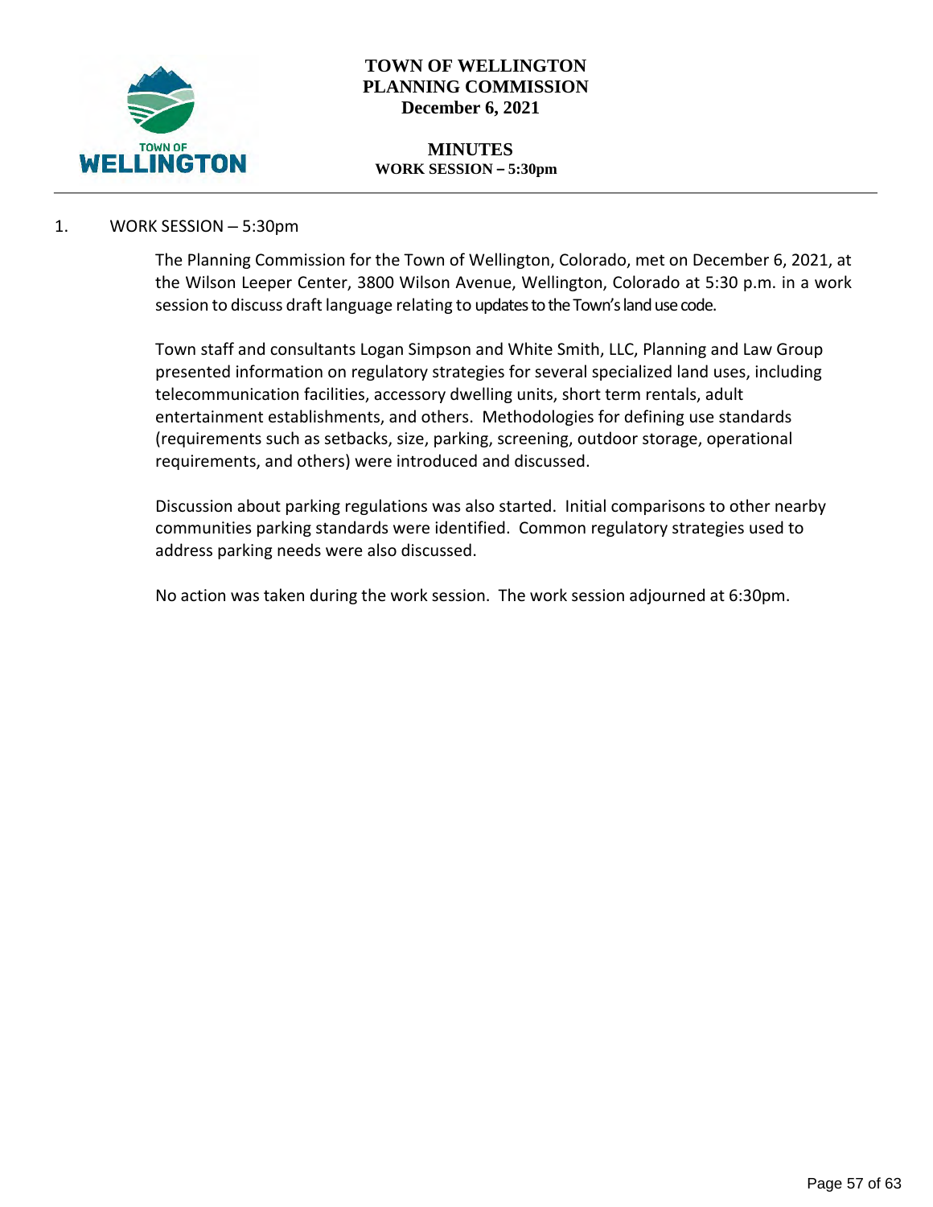# TOWN OF WELLINGTON
# PLANNING COMMISSION
**December 6, 2021**

## MINUTES
**WORK SESSION – 5:30pm**

---

1. WORK SESSION – 5:30pm

   The Planning Commission for the Town of Wellington, Colorado, met on December 6, 2021, at the Wilson Leeper Center, 3800 Wilson Avenue, Wellington, Colorado at 5:30 p.m. in a work session to discuss draft language relating to updates to the Town's land use code.

   Town staff and consultants Logan Simpson and White Smith, LLC, Planning and Law Group presented information on regulatory strategies for several specialized land uses, including telecommunication facilities, accessory dwelling units, short term rentals, adult entertainment establishments, and others. Methodologies for defining use standards (requirements such as setbacks, size, parking, screening, outdoor storage, operational requirements, and others) were introduced and discussed.

   Discussion about parking regulations was also started. Initial comparisons to other nearby communities parking standards were identified. Common regulatory strategies used to address parking needs were also discussed.

   No action was taken during the work session. The work session adjourned at 6:30pm.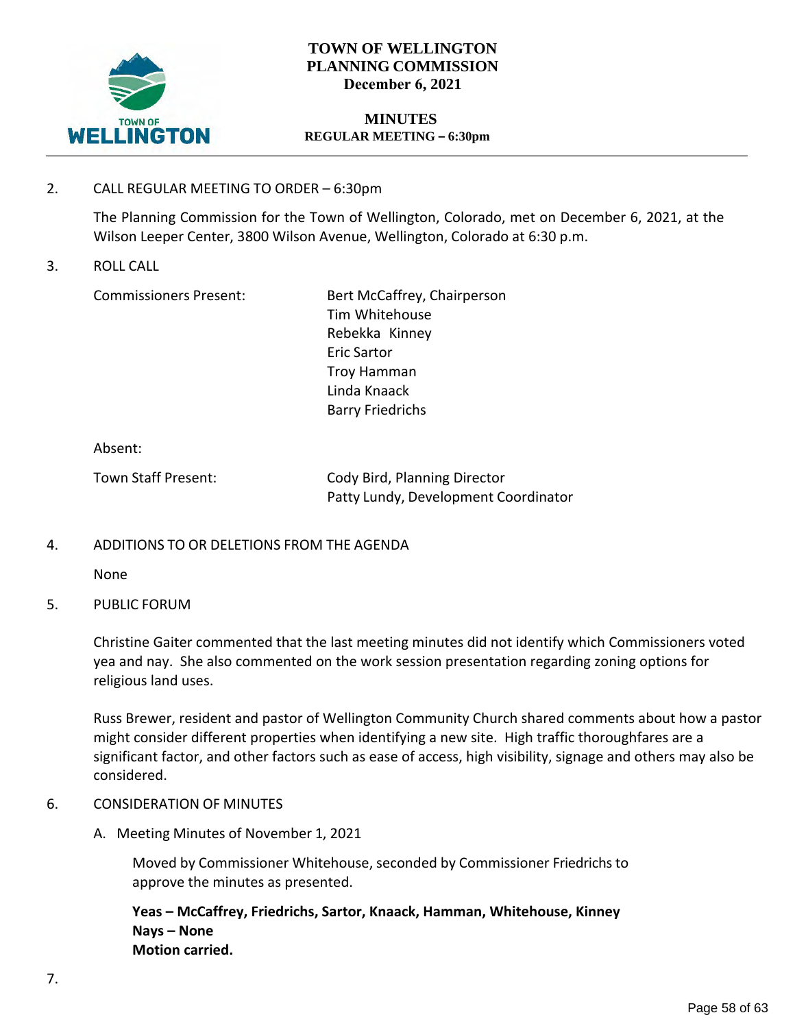**TOWN OF WELLINGTON**
**PLANNING COMMISSION**
**December 6, 2021**

**MINUTES**
**REGULAR MEETING – 6:30pm**

---

2. CALL REGULAR MEETING TO ORDER – 6:30pm

   The Planning Commission for the Town of Wellington, Colorado, met on December 6, 2021, at the Wilson Leeper Center, 3800 Wilson Avenue, Wellington, Colorado at 6:30 p.m.

3. ROLL CALL

| | |
|---|---|
| Commissioners Present: | Bert McCaffrey, Chairperson<br>Tim Whitehouse<br>Rebekka Kinney<br>Eric Sartor<br>Troy Hamman<br>Linda Knaack<br>Barry Friedrichs |
| Absent: | |
| Town Staff Present: | Cody Bird, Planning Director<br>Patty Lundy, Development Coordinator |

4. ADDITIONS TO OR DELETIONS FROM THE AGENDA

   None

5. PUBLIC FORUM

   Christine Gaiter commented that the last meeting minutes did not identify which Commissioners voted yea and nay. She also commented on the work session presentation regarding zoning options for religious land uses.

   Russ Brewer, resident and pastor of Wellington Community Church shared comments about how a pastor might consider different properties when identifying a new site. High traffic thoroughfares are a significant factor, and other factors such as ease of access, high visibility, signage and others may also be considered.

6. CONSIDERATION OF MINUTES

   A. Meeting Minutes of November 1, 2021

      Moved by Commissioner Whitehouse, seconded by Commissioner Friedrichs to approve the minutes as presented.

      **Yeas – McCaffrey, Friedrichs, Sartor, Knaack, Hamman, Whitehouse, Kinney**
      **Nays – None**
      **Motion carried.**

7.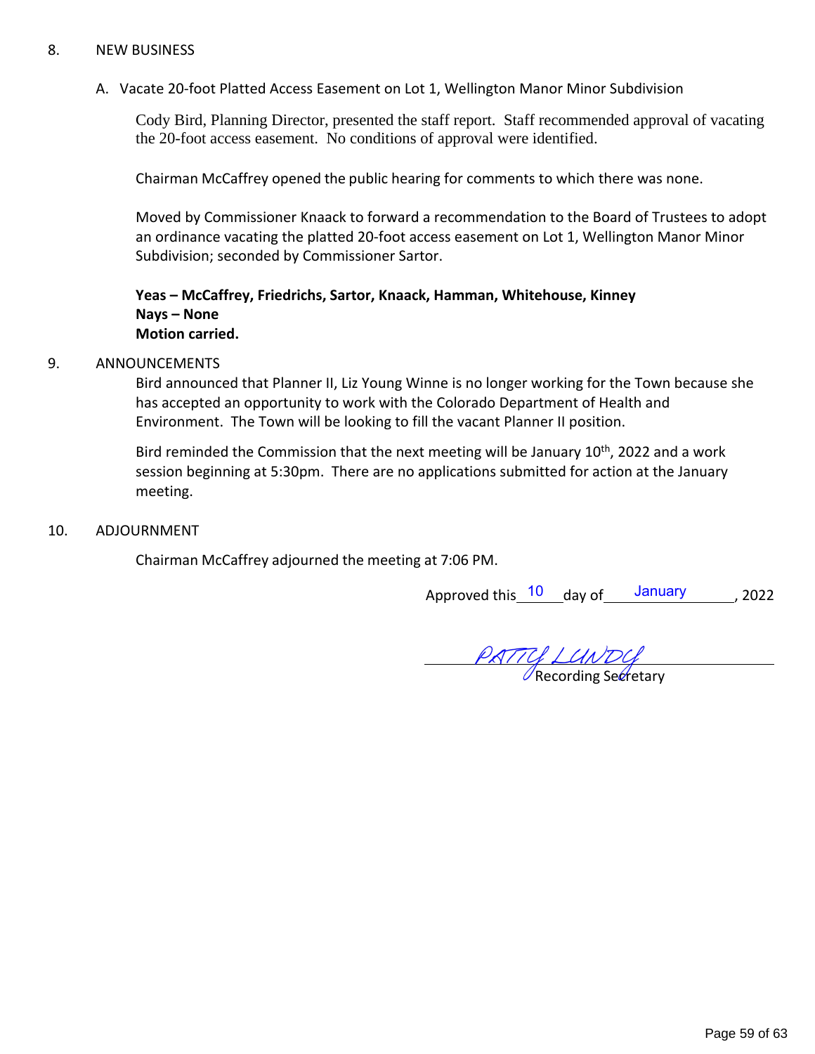8. NEW BUSINESS

A. Vacate 20-foot Platted Access Easement on Lot 1, Wellington Manor Minor Subdivision

Cody Bird, Planning Director, presented the staff report. Staff recommended approval of vacating the 20-foot access easement. No conditions of approval were identified.

Chairman McCaffrey opened the public hearing for comments to which there was none.

Moved by Commissioner Knaack to forward a recommendation to the Board of Trustees to adopt an ordinance vacating the platted 20-foot access easement on Lot 1, Wellington Manor Minor Subdivision; seconded by Commissioner Sartor.

**Yeas – McCaffrey, Friedrichs, Sartor, Knaack, Hamman, Whitehouse, Kinney**
**Nays – None**
**Motion carried.**

9. ANNOUNCEMENTS

Bird announced that Planner II, Liz Young Winne is no longer working for the Town because she has accepted an opportunity to work with the Colorado Department of Health and Environment. The Town will be looking to fill the vacant Planner II position.

Bird reminded the Commission that the next meeting will be January 10th, 2022 and a work session beginning at 5:30pm. There are no applications submitted for action at the January meeting.

10. ADJOURNMENT

Chairman McCaffrey adjourned the meeting at 7:06 PM.

Approved this 10 day of January, 2022

PATTY LUNDY

Recording Secretary